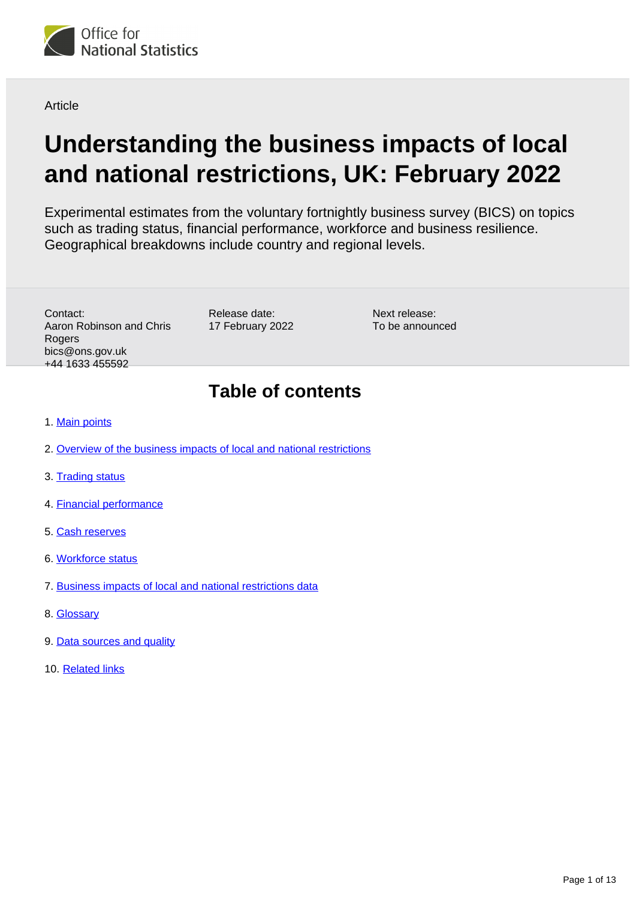Office for National Statistics

Article

# Understanding the business impacts of local and national restrictions, UK: February 2022

Experimental estimates from the voluntary fortnightly business survey (BICS) on topics such as trading status, financial performance, workforce and business resilience. Geographical breakdowns include country and regional levels.

Contact:
Aaron Robinson and Chris Rogers
bics@ons.gov.uk
+44 1633 455592

Release date:
17 February 2022

Next release:
To be announced

## Table of contents

1. Main points
2. Overview of the business impacts of local and national restrictions
3. Trading status
4. Financial performance
5. Cash reserves
6. Workforce status
7. Business impacts of local and national restrictions data
8. Glossary
9. Data sources and quality
10. Related links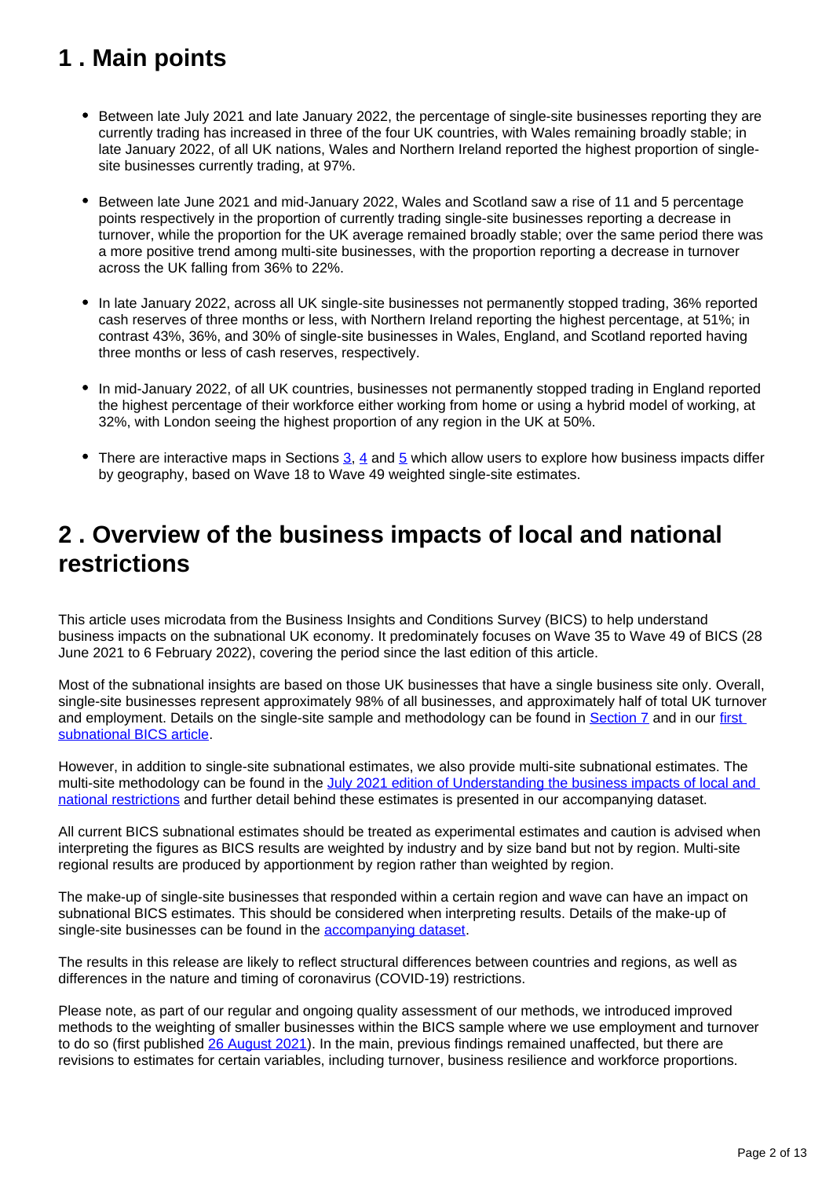## 1 . Main points

- Between late July 2021 and late January 2022, the percentage of single-site businesses reporting they are currently trading has increased in three of the four UK countries, with Wales remaining broadly stable; in late January 2022, of all UK nations, Wales and Northern Ireland reported the highest proportion of single-site businesses currently trading, at 97%.
- Between late June 2021 and mid-January 2022, Wales and Scotland saw a rise of 11 and 5 percentage points respectively in the proportion of currently trading single-site businesses reporting a decrease in turnover, while the proportion for the UK average remained broadly stable; over the same period there was a more positive trend among multi-site businesses, with the proportion reporting a decrease in turnover across the UK falling from 36% to 22%.
- In late January 2022, across all UK single-site businesses not permanently stopped trading, 36% reported cash reserves of three months or less, with Northern Ireland reporting the highest percentage, at 51%; in contrast 43%, 36%, and 30% of single-site businesses in Wales, England, and Scotland reported having three months or less of cash reserves, respectively.
- In mid-January 2022, of all UK countries, businesses not permanently stopped trading in England reported the highest percentage of their workforce either working from home or using a hybrid model of working, at 32%, with London seeing the highest proportion of any region in the UK at 50%.
- There are interactive maps in Sections 3, 4 and 5 which allow users to explore how business impacts differ by geography, based on Wave 18 to Wave 49 weighted single-site estimates.

## 2 . Overview of the business impacts of local and national restrictions

This article uses microdata from the Business Insights and Conditions Survey (BICS) to help understand business impacts on the subnational UK economy. It predominately focuses on Wave 35 to Wave 49 of BICS (28 June 2021 to 6 February 2022), covering the period since the last edition of this article.

Most of the subnational insights are based on those UK businesses that have a single business site only. Overall, single-site businesses represent approximately 98% of all businesses, and approximately half of total UK turnover and employment. Details on the single-site sample and methodology can be found in Section 7 and in our first subnational BICS article.

However, in addition to single-site subnational estimates, we also provide multi-site subnational estimates. The multi-site methodology can be found in the July 2021 edition of Understanding the business impacts of local and national restrictions and further detail behind these estimates is presented in our accompanying dataset.

All current BICS subnational estimates should be treated as experimental estimates and caution is advised when interpreting the figures as BICS results are weighted by industry and by size band but not by region. Multi-site regional results are produced by apportionment by region rather than weighted by region.

The make-up of single-site businesses that responded within a certain region and wave can have an impact on subnational BICS estimates. This should be considered when interpreting results. Details of the make-up of single-site businesses can be found in the accompanying dataset.

The results in this release are likely to reflect structural differences between countries and regions, as well as differences in the nature and timing of coronavirus (COVID-19) restrictions.

Please note, as part of our regular and ongoing quality assessment of our methods, we introduced improved methods to the weighting of smaller businesses within the BICS sample where we use employment and turnover to do so (first published 26 August 2021). In the main, previous findings remained unaffected, but there are revisions to estimates for certain variables, including turnover, business resilience and workforce proportions.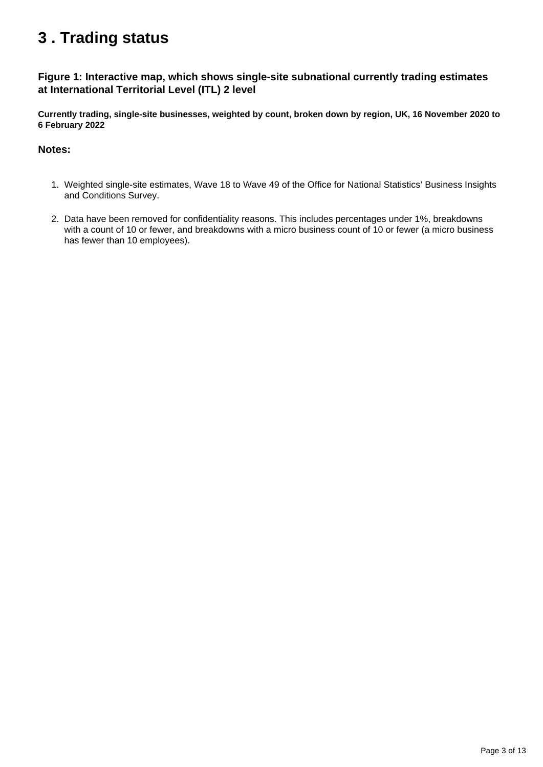## 3 . Trading status

### Figure 1: Interactive map, which shows single-site subnational currently trading estimates at International Territorial Level (ITL) 2 level

**Currently trading, single-site businesses, weighted by count, broken down by region, UK, 16 November 2020 to 6 February 2022**

### Notes:

1. Weighted single-site estimates, Wave 18 to Wave 49 of the Office for National Statistics' Business Insights and Conditions Survey.

2. Data have been removed for confidentiality reasons. This includes percentages under 1%, breakdowns with a count of 10 or fewer, and breakdowns with a micro business count of 10 or fewer (a micro business has fewer than 10 employees).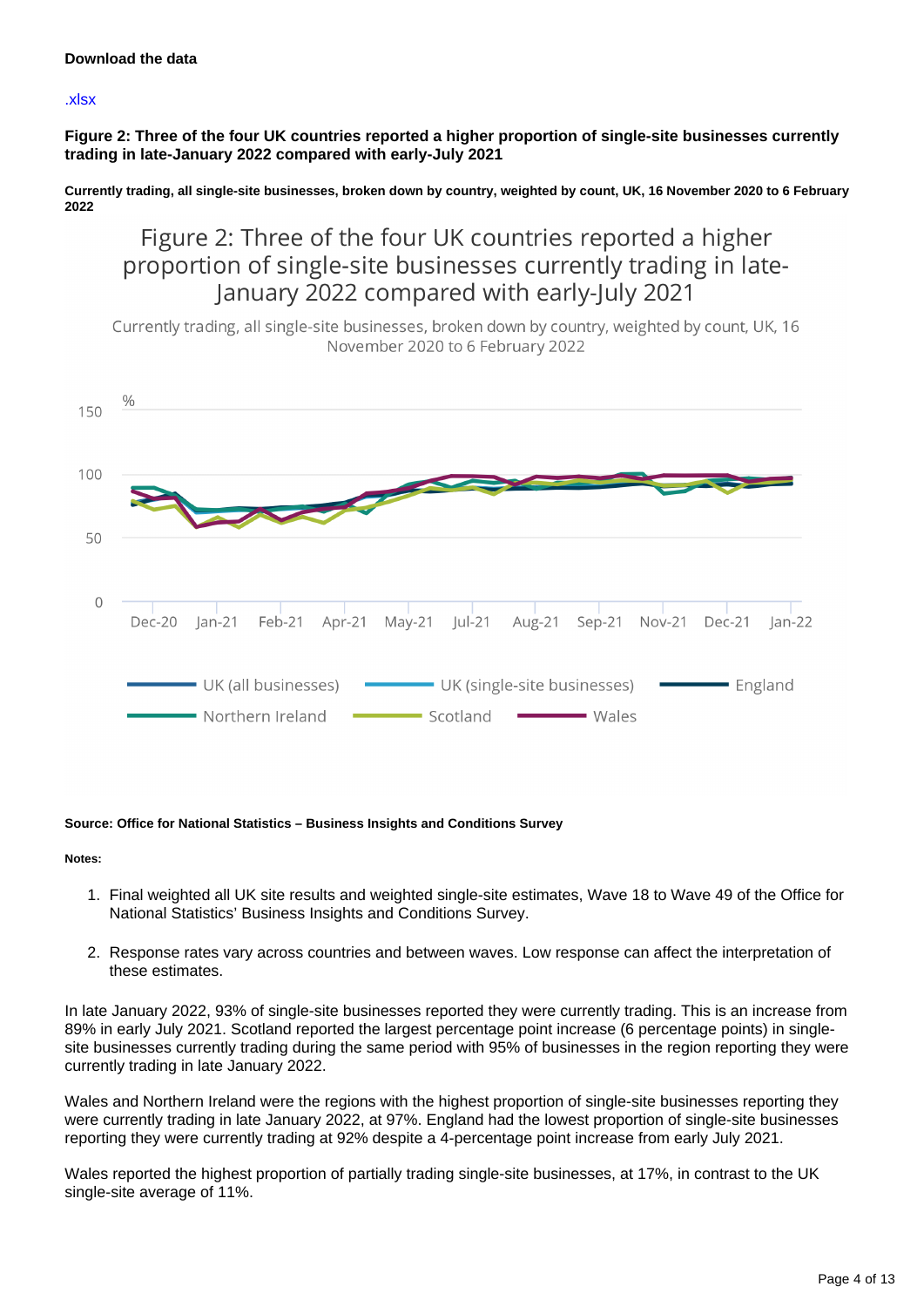**Download the data**

.xlsx

**Figure 2: Three of the four UK countries reported a higher proportion of single-site businesses currently trading in late-January 2022 compared with early-July 2021**

**Currently trading, all single-site businesses, broken down by country, weighted by count, UK, 16 November 2020 to 6 February 2022**

**Source: Office for National Statistics – Business Insights and Conditions Survey**

**Notes:**

1. Final weighted all UK site results and weighted single-site estimates, Wave 18 to Wave 49 of the Office for National Statistics' Business Insights and Conditions Survey.

2. Response rates vary across countries and between waves. Low response can affect the interpretation of these estimates.

In late January 2022, 93% of single-site businesses reported they were currently trading. This is an increase from 89% in early July 2021. Scotland reported the largest percentage point increase (6 percentage points) in single-site businesses currently trading during the same period with 95% of businesses in the region reporting they were currently trading in late January 2022.

Wales and Northern Ireland were the regions with the highest proportion of single-site businesses reporting they were currently trading in late January 2022, at 97%. England had the lowest proportion of single-site businesses reporting they were currently trading at 92% despite a 4-percentage point increase from early July 2021.

Wales reported the highest proportion of partially trading single-site businesses, at 17%, in contrast to the UK single-site average of 11%.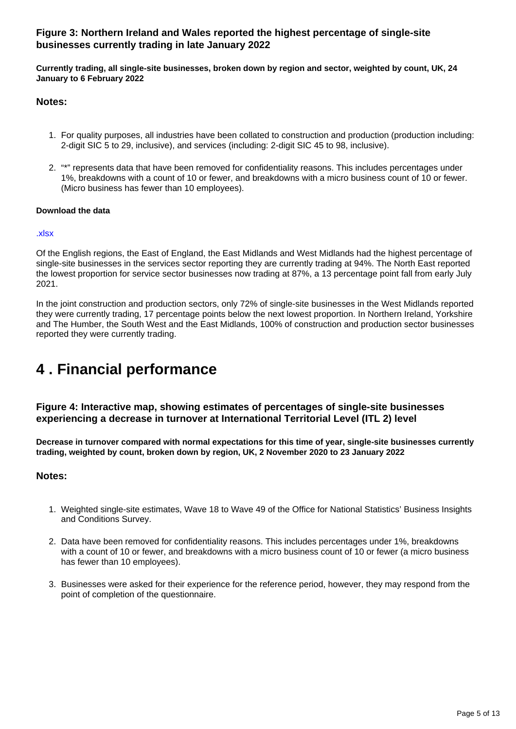### Figure 3: Northern Ireland and Wales reported the highest percentage of single-site businesses currently trading in late January 2022

**Currently trading, all single-site businesses, broken down by region and sector, weighted by count, UK, 24 January to 6 February 2022**

#### Notes:

1. For quality purposes, all industries have been collated to construction and production (production including: 2-digit SIC 5 to 29, inclusive), and services (including: 2-digit SIC 45 to 98, inclusive).
2. "*" represents data that have been removed for confidentiality reasons. This includes percentages under 1%, breakdowns with a count of 10 or fewer, and breakdowns with a micro business count of 10 or fewer. (Micro business has fewer than 10 employees).

**Download the data**

.xlsx

Of the English regions, the East of England, the East Midlands and West Midlands had the highest percentage of single-site businesses in the services sector reporting they are currently trading at 94%. The North East reported the lowest proportion for service sector businesses now trading at 87%, a 13 percentage point fall from early July 2021.

In the joint construction and production sectors, only 72% of single-site businesses in the West Midlands reported they were currently trading, 17 percentage points below the next lowest proportion. In Northern Ireland, Yorkshire and The Humber, the South West and the East Midlands, 100% of construction and production sector businesses reported they were currently trading.

# 4 . Financial performance

### Figure 4: Interactive map, showing estimates of percentages of single-site businesses experiencing a decrease in turnover at International Territorial Level (ITL 2) level

**Decrease in turnover compared with normal expectations for this time of year, single-site businesses currently trading, weighted by count, broken down by region, UK, 2 November 2020 to 23 January 2022**

#### Notes:

1. Weighted single-site estimates, Wave 18 to Wave 49 of the Office for National Statistics' Business Insights and Conditions Survey.
2. Data have been removed for confidentiality reasons. This includes percentages under 1%, breakdowns with a count of 10 or fewer, and breakdowns with a micro business count of 10 or fewer (a micro business has fewer than 10 employees).
3. Businesses were asked for their experience for the reference period, however, they may respond from the point of completion of the questionnaire.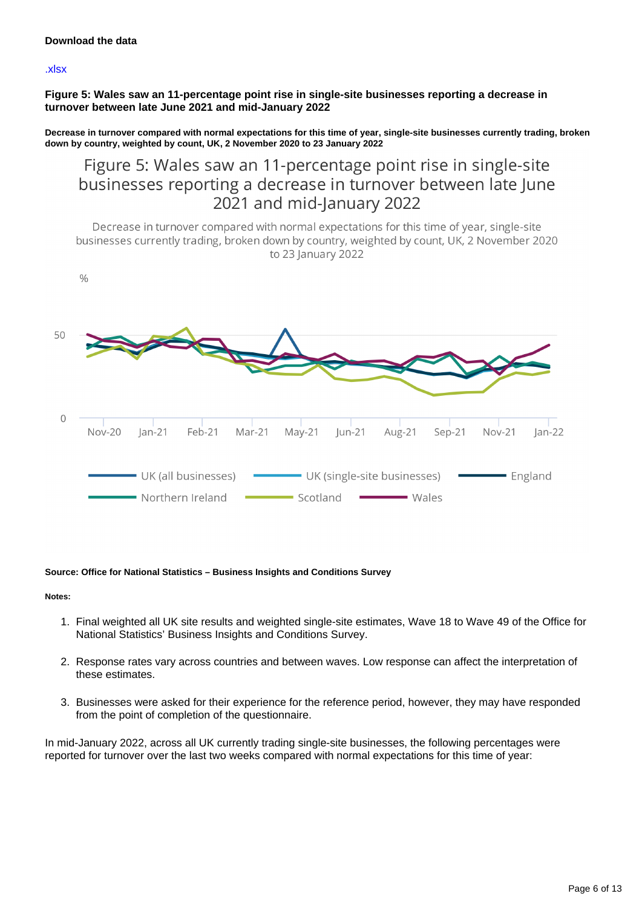**Download the data**

.xlsx

**Figure 5: Wales saw an 11-percentage point rise in single-site businesses reporting a decrease in turnover between late June 2021 and mid-January 2022**

**Decrease in turnover compared with normal expectations for this time of year, single-site businesses currently trading, broken down by country, weighted by count, UK, 2 November 2020 to 23 January 2022**

**Source: Office for National Statistics – Business Insights and Conditions Survey**

**Notes:**

1. Final weighted all UK site results and weighted single-site estimates, Wave 18 to Wave 49 of the Office for National Statistics' Business Insights and Conditions Survey.
2. Response rates vary across countries and between waves. Low response can affect the interpretation of these estimates.
3. Businesses were asked for their experience for the reference period, however, they may have responded from the point of completion of the questionnaire.

In mid-January 2022, across all UK currently trading single-site businesses, the following percentages were reported for turnover over the last two weeks compared with normal expectations for this time of year: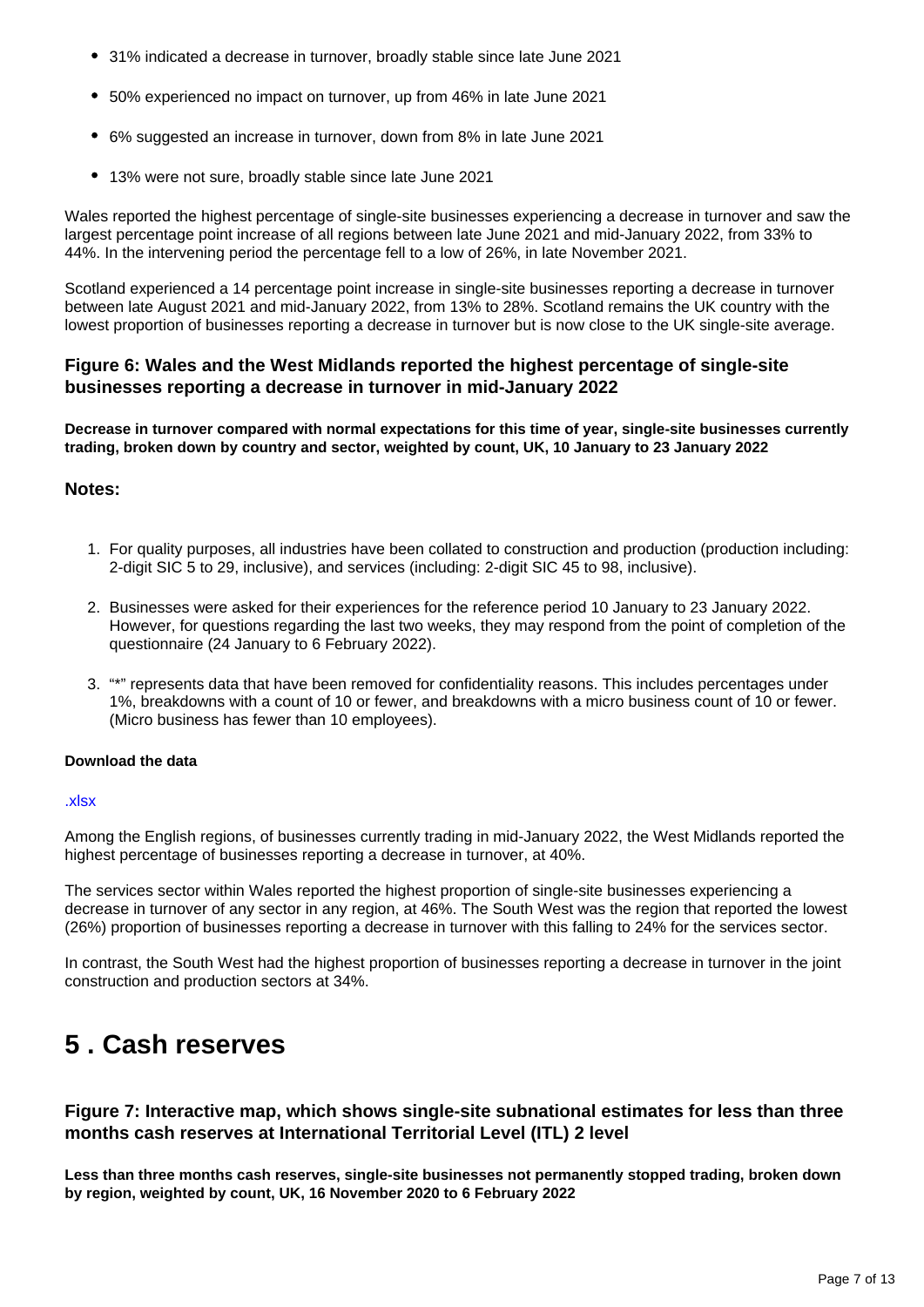- 31% indicated a decrease in turnover, broadly stable since late June 2021
- 50% experienced no impact on turnover, up from 46% in late June 2021
- 6% suggested an increase in turnover, down from 8% in late June 2021
- 13% were not sure, broadly stable since late June 2021

Wales reported the highest percentage of single-site businesses experiencing a decrease in turnover and saw the largest percentage point increase of all regions between late June 2021 and mid-January 2022, from 33% to 44%. In the intervening period the percentage fell to a low of 26%, in late November 2021.

Scotland experienced a 14 percentage point increase in single-site businesses reporting a decrease in turnover between late August 2021 and mid-January 2022, from 13% to 28%. Scotland remains the UK country with the lowest proportion of businesses reporting a decrease in turnover but is now close to the UK single-site average.

### Figure 6: Wales and the West Midlands reported the highest percentage of single-site businesses reporting a decrease in turnover in mid-January 2022

**Decrease in turnover compared with normal expectations for this time of year, single-site businesses currently trading, broken down by country and sector, weighted by count, UK, 10 January to 23 January 2022**

### Notes:

1. For quality purposes, all industries have been collated to construction and production (production including: 2-digit SIC 5 to 29, inclusive), and services (including: 2-digit SIC 45 to 98, inclusive).
2. Businesses were asked for their experiences for the reference period 10 January to 23 January 2022. However, for questions regarding the last two weeks, they may respond from the point of completion of the questionnaire (24 January to 6 February 2022).
3. "*" represents data that have been removed for confidentiality reasons. This includes percentages under 1%, breakdowns with a count of 10 or fewer, and breakdowns with a micro business count of 10 or fewer. (Micro business has fewer than 10 employees).

**Download the data**

.xlsx

Among the English regions, of businesses currently trading in mid-January 2022, the West Midlands reported the highest percentage of businesses reporting a decrease in turnover, at 40%.

The services sector within Wales reported the highest proportion of single-site businesses experiencing a decrease in turnover of any sector in any region, at 46%. The South West was the region that reported the lowest (26%) proportion of businesses reporting a decrease in turnover with this falling to 24% for the services sector.

In contrast, the South West had the highest proportion of businesses reporting a decrease in turnover in the joint construction and production sectors at 34%.

# 5 . Cash reserves

### Figure 7: Interactive map, which shows single-site subnational estimates for less than three months cash reserves at International Territorial Level (ITL) 2 level

**Less than three months cash reserves, single-site businesses not permanently stopped trading, broken down by region, weighted by count, UK, 16 November 2020 to 6 February 2022**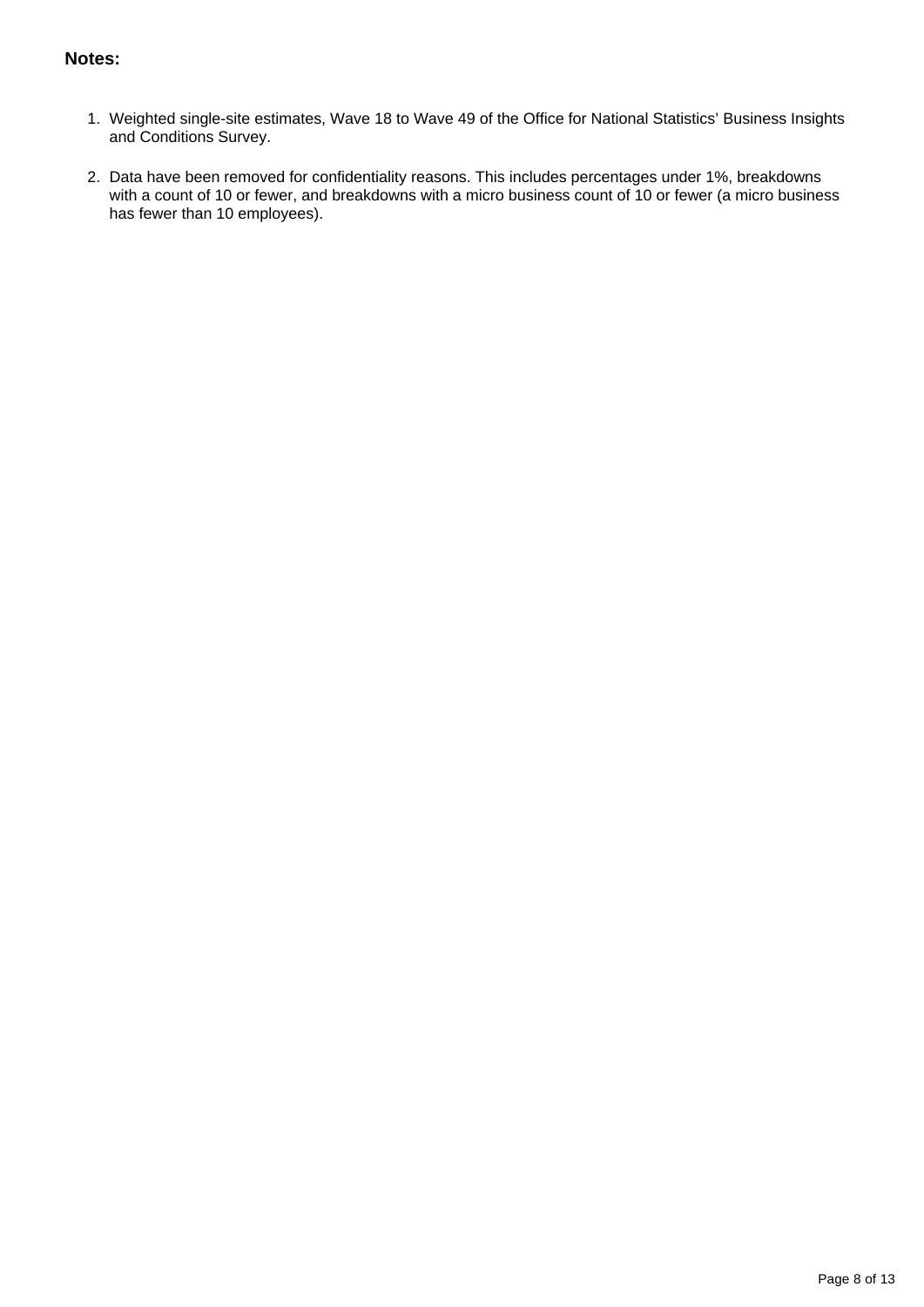**Notes:**

1. Weighted single-site estimates, Wave 18 to Wave 49 of the Office for National Statistics' Business Insights and Conditions Survey.

2. Data have been removed for confidentiality reasons. This includes percentages under 1%, breakdowns with a count of 10 or fewer, and breakdowns with a micro business count of 10 or fewer (a micro business has fewer than 10 employees).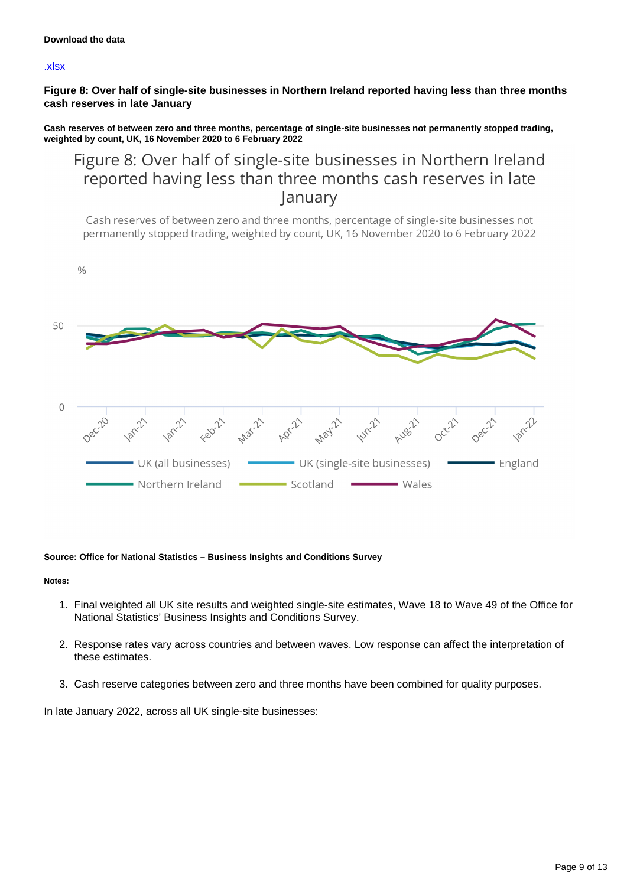Download the data

.xlsx

**Figure 8: Over half of single-site businesses in Northern Ireland reported having less than three months cash reserves in late January**

**Cash reserves of between zero and three months, percentage of single-site businesses not permanently stopped trading, weighted by count, UK, 16 November 2020 to 6 February 2022**

Figure 8: Over half of single-site businesses in Northern Ireland reported having less than three months cash reserves in late January

Cash reserves of between zero and three months, percentage of single-site businesses not permanently stopped trading, weighted by count, UK, 16 November 2020 to 6 February 2022

**Source: Office for National Statistics – Business Insights and Conditions Survey**

**Notes:**

1. Final weighted all UK site results and weighted single-site estimates, Wave 18 to Wave 49 of the Office for National Statistics' Business Insights and Conditions Survey.
2. Response rates vary across countries and between waves. Low response can affect the interpretation of these estimates.
3. Cash reserve categories between zero and three months have been combined for quality purposes.

In late January 2022, across all UK single-site businesses: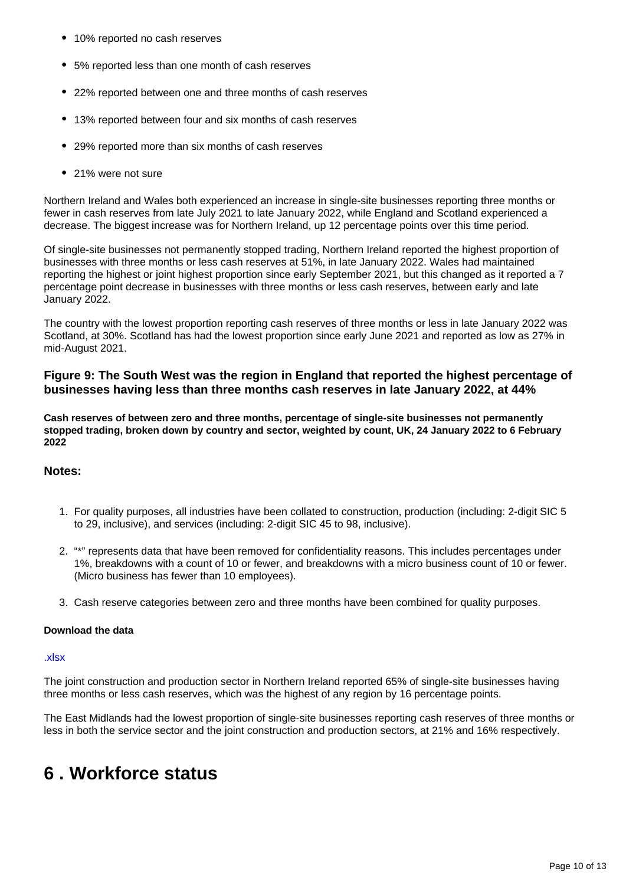- 10% reported no cash reserves
- 5% reported less than one month of cash reserves
- 22% reported between one and three months of cash reserves
- 13% reported between four and six months of cash reserves
- 29% reported more than six months of cash reserves
- 21% were not sure

Northern Ireland and Wales both experienced an increase in single-site businesses reporting three months or fewer in cash reserves from late July 2021 to late January 2022, while England and Scotland experienced a decrease. The biggest increase was for Northern Ireland, up 12 percentage points over this time period.

Of single-site businesses not permanently stopped trading, Northern Ireland reported the highest proportion of businesses with three months or less cash reserves at 51%, in late January 2022. Wales had maintained reporting the highest or joint highest proportion since early September 2021, but this changed as it reported a 7 percentage point decrease in businesses with three months or less cash reserves, between early and late January 2022.

The country with the lowest proportion reporting cash reserves of three months or less in late January 2022 was Scotland, at 30%. Scotland has had the lowest proportion since early June 2021 and reported as low as 27% in mid-August 2021.

### Figure 9: The South West was the region in England that reported the highest percentage of businesses having less than three months cash reserves in late January 2022, at 44%

**Cash reserves of between zero and three months, percentage of single-site businesses not permanently stopped trading, broken down by country and sector, weighted by count, UK, 24 January 2022 to 6 February 2022**

### Notes:

1. For quality purposes, all industries have been collated to construction, production (including: 2-digit SIC 5 to 29, inclusive), and services (including: 2-digit SIC 45 to 98, inclusive).
2. "*" represents data that have been removed for confidentiality reasons. This includes percentages under 1%, breakdowns with a count of 10 or fewer, and breakdowns with a micro business count of 10 or fewer. (Micro business has fewer than 10 employees).
3. Cash reserve categories between zero and three months have been combined for quality purposes.

**Download the data**

.xlsx

The joint construction and production sector in Northern Ireland reported 65% of single-site businesses having three months or less cash reserves, which was the highest of any region by 16 percentage points.

The East Midlands had the lowest proportion of single-site businesses reporting cash reserves of three months or less in both the service sector and the joint construction and production sectors, at 21% and 16% respectively.

# 6 . Workforce status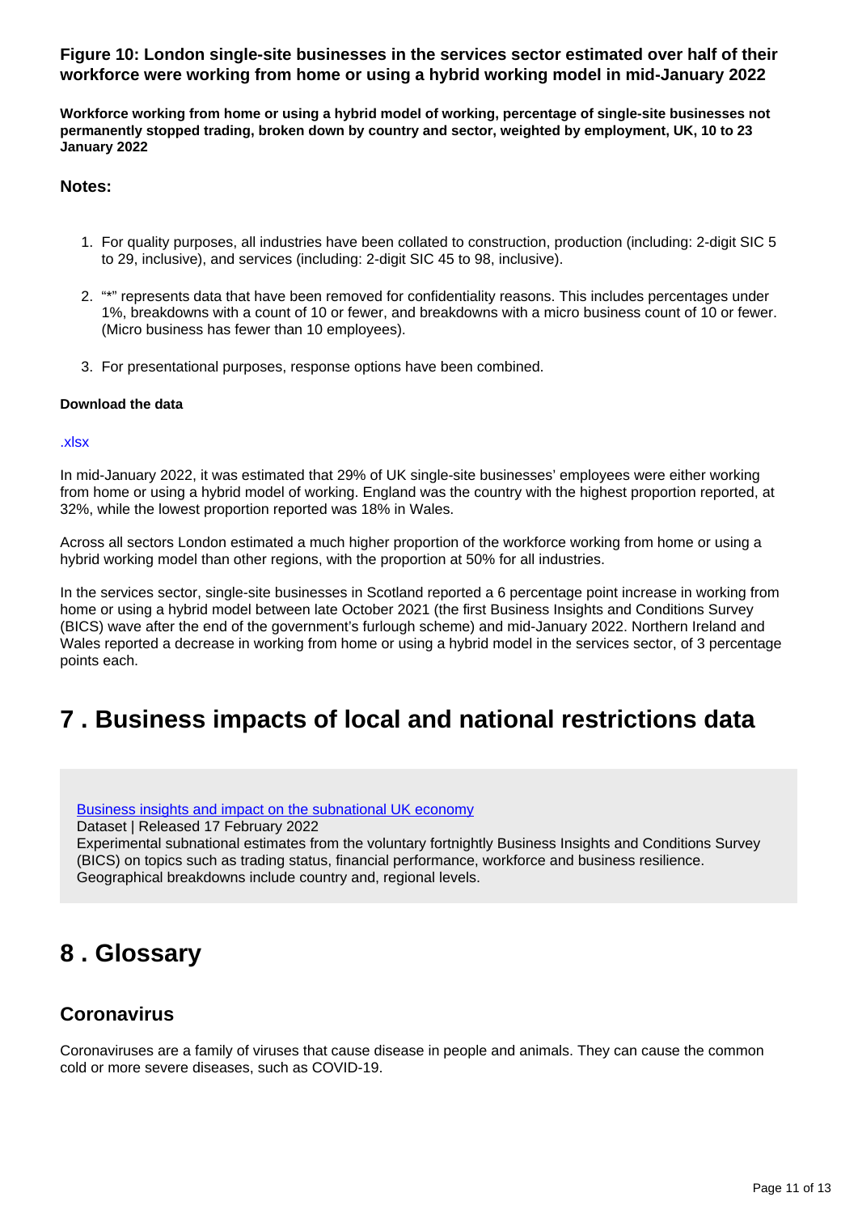### Figure 10: London single-site businesses in the services sector estimated over half of their workforce were working from home or using a hybrid working model in mid-January 2022

**Workforce working from home or using a hybrid model of working, percentage of single-site businesses not permanently stopped trading, broken down by country and sector, weighted by employment, UK, 10 to 23 January 2022**

#### Notes:

1. For quality purposes, all industries have been collated to construction, production (including: 2-digit SIC 5 to 29, inclusive), and services (including: 2-digit SIC 45 to 98, inclusive).
2. "*" represents data that have been removed for confidentiality reasons. This includes percentages under 1%, breakdowns with a count of 10 or fewer, and breakdowns with a micro business count of 10 or fewer. (Micro business has fewer than 10 employees).
3. For presentational purposes, response options have been combined.

**Download the data**

.xlsx

In mid-January 2022, it was estimated that 29% of UK single-site businesses' employees were either working from home or using a hybrid model of working. England was the country with the highest proportion reported, at 32%, while the lowest proportion reported was 18% in Wales.

Across all sectors London estimated a much higher proportion of the workforce working from home or using a hybrid working model than other regions, with the proportion at 50% for all industries.

In the services sector, single-site businesses in Scotland reported a 6 percentage point increase in working from home or using a hybrid model between late October 2021 (the first Business Insights and Conditions Survey (BICS) wave after the end of the government's furlough scheme) and mid-January 2022. Northern Ireland and Wales reported a decrease in working from home or using a hybrid model in the services sector, of 3 percentage points each.

# 7 . Business impacts of local and national restrictions data

Business insights and impact on the subnational UK economy
Dataset | Released 17 February 2022
Experimental subnational estimates from the voluntary fortnightly Business Insights and Conditions Survey (BICS) on topics such as trading status, financial performance, workforce and business resilience. Geographical breakdowns include country and, regional levels.

# 8 . Glossary

## Coronavirus

Coronaviruses are a family of viruses that cause disease in people and animals. They can cause the common cold or more severe diseases, such as COVID-19.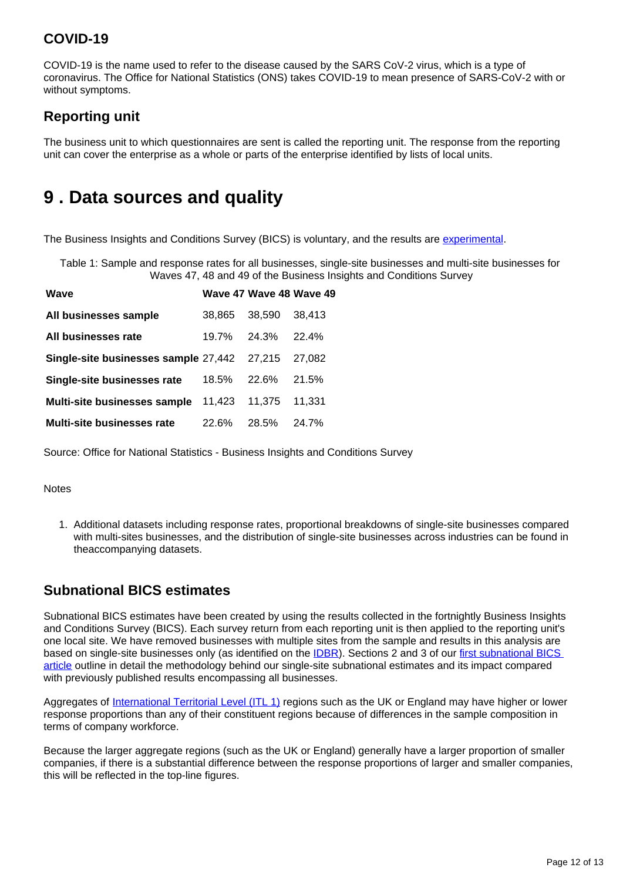### COVID-19

COVID-19 is the name used to refer to the disease caused by the SARS CoV-2 virus, which is a type of coronavirus. The Office for National Statistics (ONS) takes COVID-19 to mean presence of SARS-CoV-2 with or without symptoms.

### Reporting unit

The business unit to which questionnaires are sent is called the reporting unit. The response from the reporting unit can cover the enterprise as a whole or parts of the enterprise identified by lists of local units.

## 9 . Data sources and quality

The Business Insights and Conditions Survey (BICS) is voluntary, and the results are experimental.

Table 1: Sample and response rates for all businesses, single-site businesses and multi-site businesses for Waves 47, 48 and 49 of the Business Insights and Conditions Survey

| Wave | Wave 47 | Wave 48 | Wave 49 |
|---|---|---|---|
| **All businesses sample** | 38,865 | 38,590 | 38,413 |
| **All businesses rate** | 19.7% | 24.3% | 22.4% |
| **Single-site businesses sample** | 27,442 | 27,215 | 27,082 |
| **Single-site businesses rate** | 18.5% | 22.6% | 21.5% |
| **Multi-site businesses sample** | 11,423 | 11,375 | 11,331 |
| **Multi-site businesses rate** | 22.6% | 28.5% | 24.7% |

Source: Office for National Statistics - Business Insights and Conditions Survey

Notes

1. Additional datasets including response rates, proportional breakdowns of single-site businesses compared with multi-sites businesses, and the distribution of single-site businesses across industries can be found in theaccompanying datasets.

### Subnational BICS estimates

Subnational BICS estimates have been created by using the results collected in the fortnightly Business Insights and Conditions Survey (BICS). Each survey return from each reporting unit is then applied to the reporting unit's one local site. We have removed businesses with multiple sites from the sample and results in this analysis are based on single-site businesses only (as identified on the IDBR). Sections 2 and 3 of our first subnational BICS article outline in detail the methodology behind our single-site subnational estimates and its impact compared with previously published results encompassing all businesses.

Aggregates of International Territorial Level (ITL 1) regions such as the UK or England may have higher or lower response proportions than any of their constituent regions because of differences in the sample composition in terms of company workforce.

Because the larger aggregate regions (such as the UK or England) generally have a larger proportion of smaller companies, if there is a substantial difference between the response proportions of larger and smaller companies, this will be reflected in the top-line figures.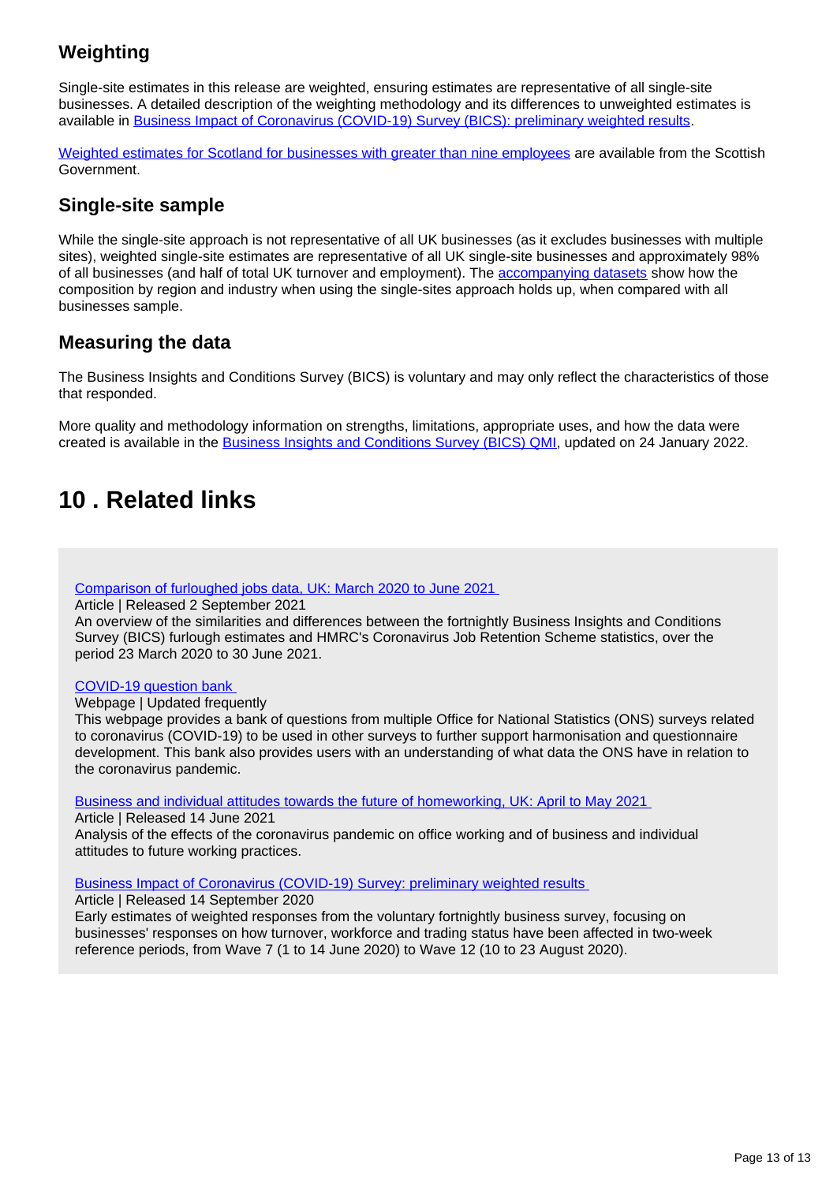### Weighting

Single-site estimates in this release are weighted, ensuring estimates are representative of all single-site businesses. A detailed description of the weighting methodology and its differences to unweighted estimates is available in [Business Impact of Coronavirus (COVID-19) Survey (BICS): preliminary weighted results](#).

[Weighted estimates for Scotland for businesses with greater than nine employees](#) are available from the Scottish Government.

### Single-site sample

While the single-site approach is not representative of all UK businesses (as it excludes businesses with multiple sites), weighted single-site estimates are representative of all UK single-site businesses and approximately 98% of all businesses (and half of total UK turnover and employment). The [accompanying datasets](#) show how the composition by region and industry when using the single-sites approach holds up, when compared with all businesses sample.

### Measuring the data

The Business Insights and Conditions Survey (BICS) is voluntary and may only reflect the characteristics of those that responded.

More quality and methodology information on strengths, limitations, appropriate uses, and how the data were created is available in the [Business Insights and Conditions Survey (BICS) QMI](#), updated on 24 January 2022.

## 10 . Related links

[Comparison of furloughed jobs data, UK: March 2020 to June 2021](#)
Article | Released 2 September 2021
An overview of the similarities and differences between the fortnightly Business Insights and Conditions Survey (BICS) furlough estimates and HMRC's Coronavirus Job Retention Scheme statistics, over the period 23 March 2020 to 30 June 2021.

[COVID-19 question bank](#)
Webpage | Updated frequently
This webpage provides a bank of questions from multiple Office for National Statistics (ONS) surveys related to coronavirus (COVID-19) to be used in other surveys to further support harmonisation and questionnaire development. This bank also provides users with an understanding of what data the ONS have in relation to the coronavirus pandemic.

[Business and individual attitudes towards the future of homeworking, UK: April to May 2021](#)
Article | Released 14 June 2021
Analysis of the effects of the coronavirus pandemic on office working and of business and individual attitudes to future working practices.

[Business Impact of Coronavirus (COVID-19) Survey: preliminary weighted results](#)
Article | Released 14 September 2020
Early estimates of weighted responses from the voluntary fortnightly business survey, focusing on businesses' responses on how turnover, workforce and trading status have been affected in two-week reference periods, from Wave 7 (1 to 14 June 2020) to Wave 12 (10 to 23 August 2020).